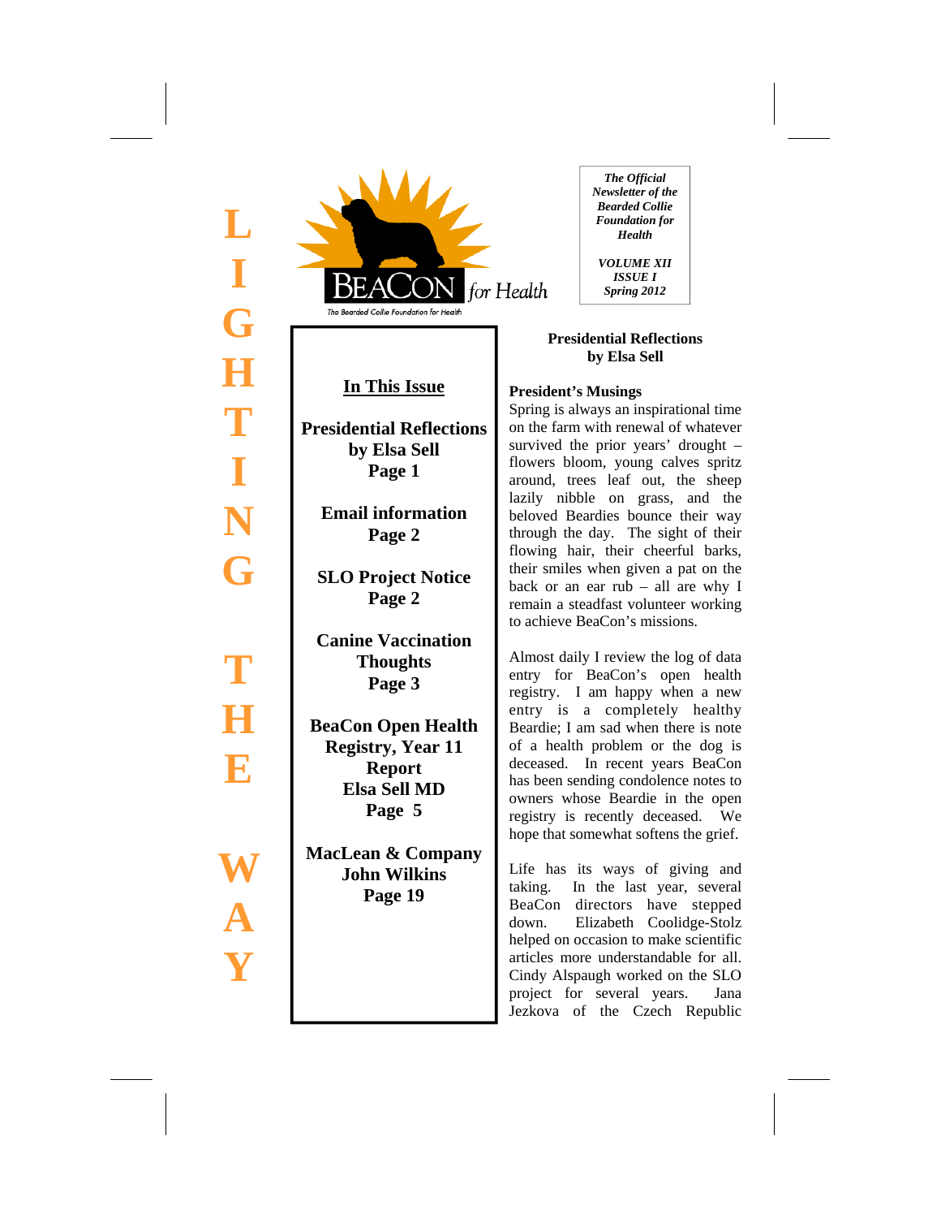LIGHTING THE WAY

BEACON for Health

The Bearded Collie Foundation for Health

*The Official Newsletter of the Bearded Collie Foundation for Health*

*VOLUME XII*
*ISSUE I*
*Spring 2012*

## In This Issue

**Presidential Reflections by Elsa Sell**
**Page 1**

**Email information**
**Page 2**

**SLO Project Notice**
**Page 2**

**Canine Vaccination Thoughts**
**Page 3**

**BeaCon Open Health Registry, Year 11 Report**
**Elsa Sell MD**
**Page 5**

**MacLean & Company**
**John Wilkins**
**Page 19**

## Presidential Reflections
## by Elsa Sell

**President's Musings**

Spring is always an inspirational time on the farm with renewal of whatever survived the prior years' drought – flowers bloom, young calves spritz around, trees leaf out, the sheep lazily nibble on grass, and the beloved Beardies bounce their way through the day. The sight of their flowing hair, their cheerful barks, their smiles when given a pat on the back or an ear rub – all are why I remain a steadfast volunteer working to achieve BeaCon's missions.

Almost daily I review the log of data entry for BeaCon's open health registry. I am happy when a new entry is a completely healthy Beardie; I am sad when there is note of a health problem or the dog is deceased. In recent years BeaCon has been sending condolence notes to owners whose Beardie in the open registry is recently deceased. We hope that somewhat softens the grief.

Life has its ways of giving and taking. In the last year, several BeaCon directors have stepped down. Elizabeth Coolidge-Stolz helped on occasion to make scientific articles more understandable for all. Cindy Alspaugh worked on the SLO project for several years. Jana Jezkova of the Czech Republic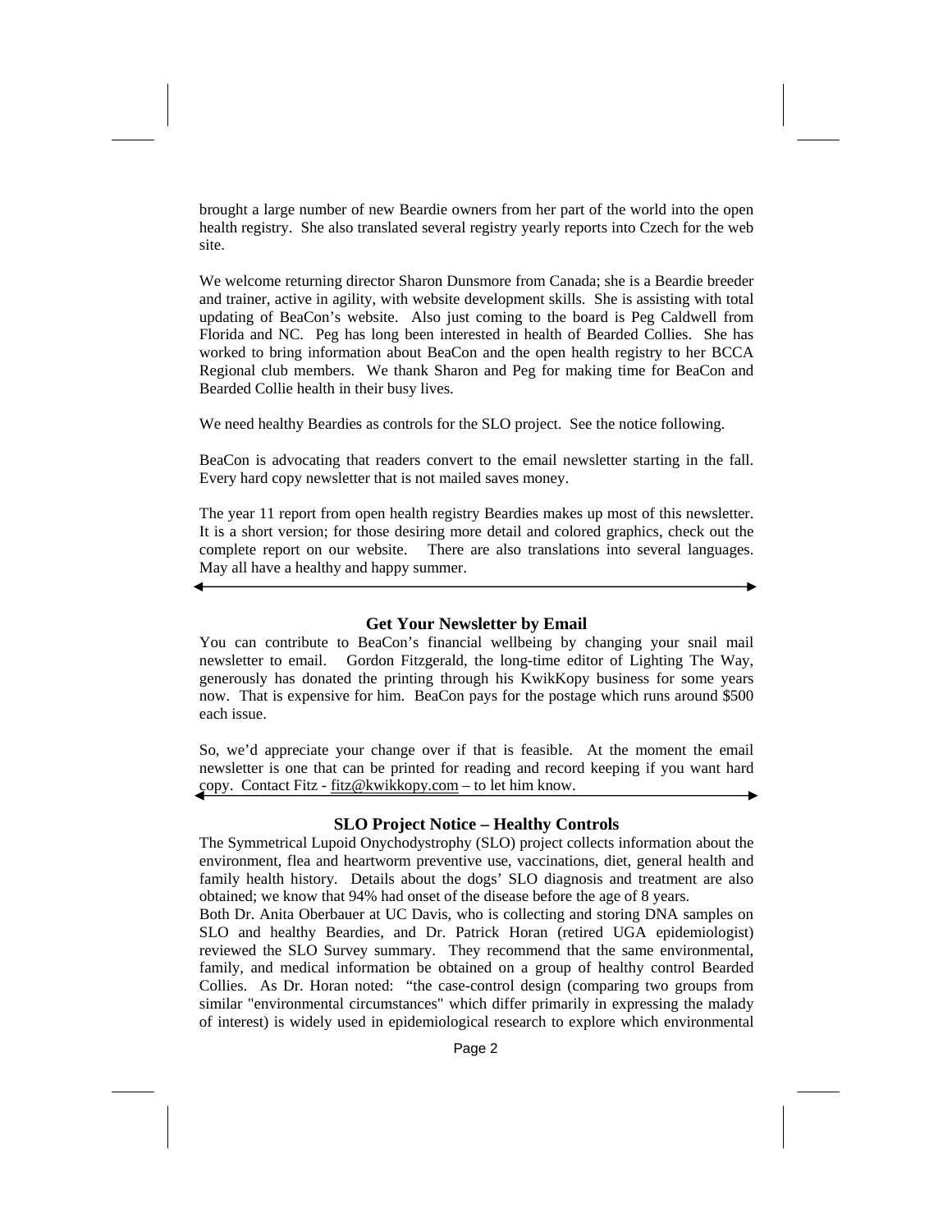brought a large number of new Beardie owners from her part of the world into the open health registry. She also translated several registry yearly reports into Czech for the web site.

We welcome returning director Sharon Dunsmore from Canada; she is a Beardie breeder and trainer, active in agility, with website development skills. She is assisting with total updating of BeaCon's website. Also just coming to the board is Peg Caldwell from Florida and NC. Peg has long been interested in health of Bearded Collies. She has worked to bring information about BeaCon and the open health registry to her BCCA Regional club members. We thank Sharon and Peg for making time for BeaCon and Bearded Collie health in their busy lives.

We need healthy Beardies as controls for the SLO project. See the notice following.

BeaCon is advocating that readers convert to the email newsletter starting in the fall. Every hard copy newsletter that is not mailed saves money.

The year 11 report from open health registry Beardies makes up most of this newsletter. It is a short version; for those desiring more detail and colored graphics, check out the complete report on our website. There are also translations into several languages. May all have a healthy and happy summer.

---

### Get Your Newsletter by Email

You can contribute to BeaCon's financial wellbeing by changing your snail mail newsletter to email. Gordon Fitzgerald, the long-time editor of Lighting The Way, generously has donated the printing through his KwikKopy business for some years now. That is expensive for him. BeaCon pays for the postage which runs around $500 each issue.

So, we'd appreciate your change over if that is feasible. At the moment the email newsletter is one that can be printed for reading and record keeping if you want hard copy. Contact Fitz - fitz@kwikkopy.com – to let him know.

---

### SLO Project Notice – Healthy Controls

The Symmetrical Lupoid Onychodystrophy (SLO) project collects information about the environment, flea and heartworm preventive use, vaccinations, diet, general health and family health history. Details about the dogs' SLO diagnosis and treatment are also obtained; we know that 94% had onset of the disease before the age of 8 years.

Both Dr. Anita Oberbauer at UC Davis, who is collecting and storing DNA samples on SLO and healthy Beardies, and Dr. Patrick Horan (retired UGA epidemiologist) reviewed the SLO Survey summary. They recommend that the same environmental, family, and medical information be obtained on a group of healthy control Bearded Collies. As Dr. Horan noted: "the case-control design (comparing two groups from similar "environmental circumstances" which differ primarily in expressing the malady of interest) is widely used in epidemiological research to explore which environmental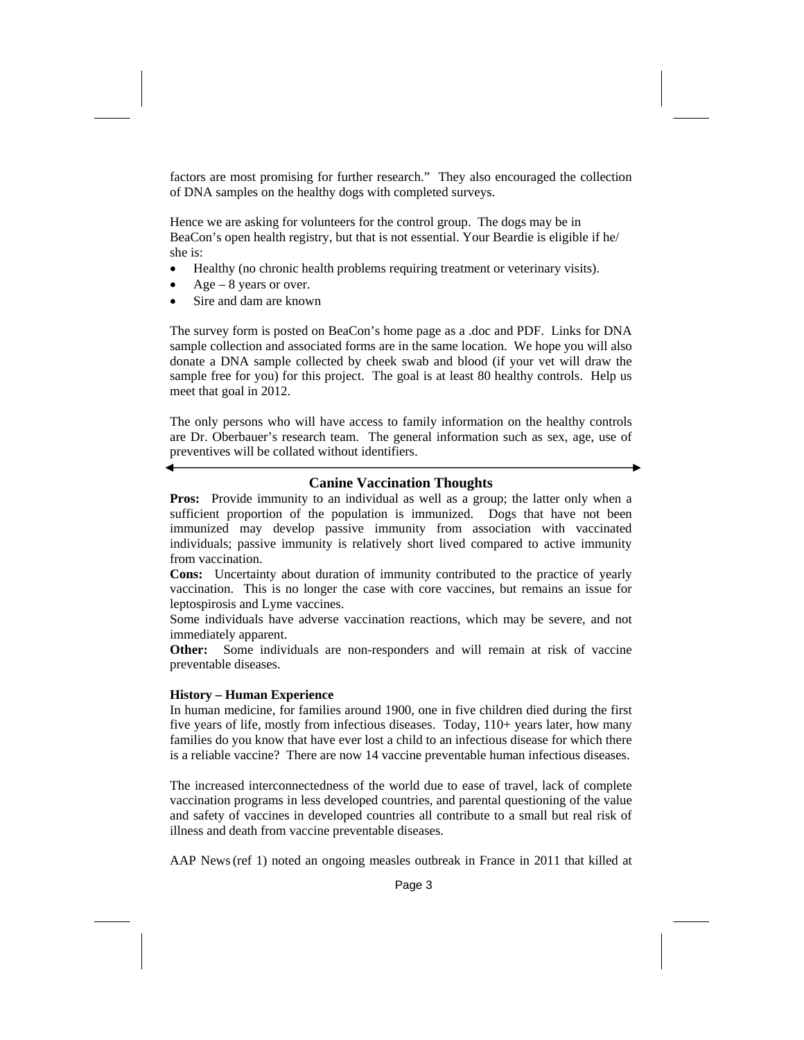factors are most promising for further research." They also encouraged the collection of DNA samples on the healthy dogs with completed surveys.

Hence we are asking for volunteers for the control group. The dogs may be in BeaCon's open health registry, but that is not essential. Your Beardie is eligible if he/ she is:

- Healthy (no chronic health problems requiring treatment or veterinary visits).
- Age – 8 years or over.
- Sire and dam are known

The survey form is posted on BeaCon's home page as a .doc and PDF. Links for DNA sample collection and associated forms are in the same location. We hope you will also donate a DNA sample collected by cheek swab and blood (if your vet will draw the sample free for you) for this project. The goal is at least 80 healthy controls. Help us meet that goal in 2012.

The only persons who will have access to family information on the healthy controls are Dr. Oberbauer's research team. The general information such as sex, age, use of preventives will be collated without identifiers.

---

## Canine Vaccination Thoughts

**Pros:** Provide immunity to an individual as well as a group; the latter only when a sufficient proportion of the population is immunized. Dogs that have not been immunized may develop passive immunity from association with vaccinated individuals; passive immunity is relatively short lived compared to active immunity from vaccination.

**Cons:** Uncertainty about duration of immunity contributed to the practice of yearly vaccination. This is no longer the case with core vaccines, but remains an issue for leptospirosis and Lyme vaccines.

Some individuals have adverse vaccination reactions, which may be severe, and not immediately apparent.

**Other:** Some individuals are non-responders and will remain at risk of vaccine preventable diseases.

### History – Human Experience

In human medicine, for families around 1900, one in five children died during the first five years of life, mostly from infectious diseases. Today, 110+ years later, how many families do you know that have ever lost a child to an infectious disease for which there is a reliable vaccine? There are now 14 vaccine preventable human infectious diseases.

The increased interconnectedness of the world due to ease of travel, lack of complete vaccination programs in less developed countries, and parental questioning of the value and safety of vaccines in developed countries all contribute to a small but real risk of illness and death from vaccine preventable diseases.

AAP News (ref 1) noted an ongoing measles outbreak in France in 2011 that killed at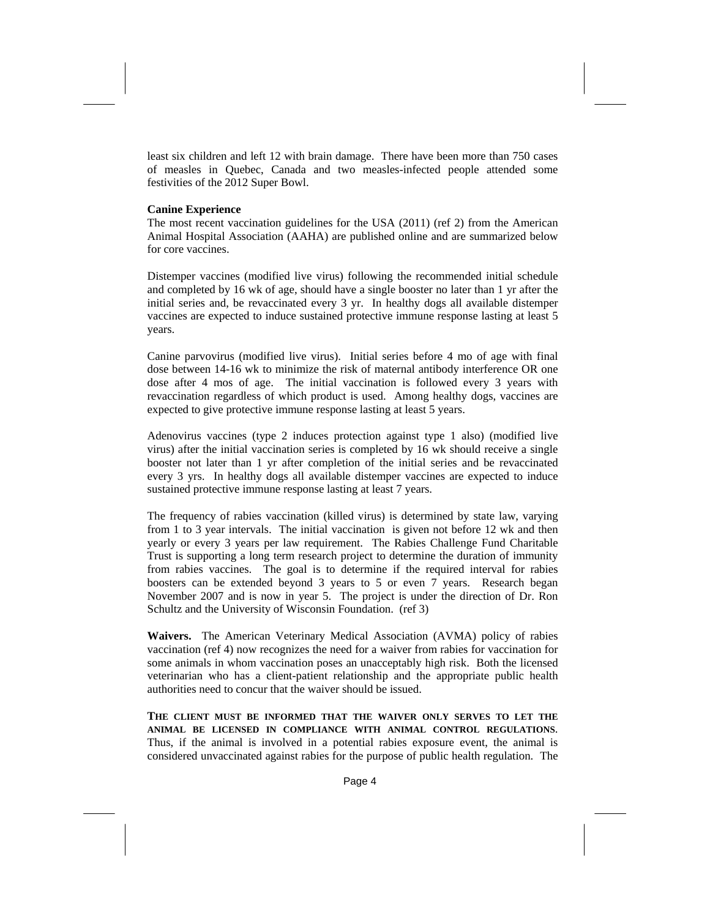least six children and left 12 with brain damage. There have been more than 750 cases of measles in Quebec, Canada and two measles-infected people attended some festivities of the 2012 Super Bowl.

**Canine Experience**

The most recent vaccination guidelines for the USA (2011) (ref 2) from the American Animal Hospital Association (AAHA) are published online and are summarized below for core vaccines.

Distemper vaccines (modified live virus) following the recommended initial schedule and completed by 16 wk of age, should have a single booster no later than 1 yr after the initial series and, be revaccinated every 3 yr. In healthy dogs all available distemper vaccines are expected to induce sustained protective immune response lasting at least 5 years.

Canine parvovirus (modified live virus). Initial series before 4 mo of age with final dose between 14-16 wk to minimize the risk of maternal antibody interference OR one dose after 4 mos of age. The initial vaccination is followed every 3 years with revaccination regardless of which product is used. Among healthy dogs, vaccines are expected to give protective immune response lasting at least 5 years.

Adenovirus vaccines (type 2 induces protection against type 1 also) (modified live virus) after the initial vaccination series is completed by 16 wk should receive a single booster not later than 1 yr after completion of the initial series and be revaccinated every 3 yrs. In healthy dogs all available distemper vaccines are expected to induce sustained protective immune response lasting at least 7 years.

The frequency of rabies vaccination (killed virus) is determined by state law, varying from 1 to 3 year intervals. The initial vaccination is given not before 12 wk and then yearly or every 3 years per law requirement. The Rabies Challenge Fund Charitable Trust is supporting a long term research project to determine the duration of immunity from rabies vaccines. The goal is to determine if the required interval for rabies boosters can be extended beyond 3 years to 5 or even 7 years. Research began November 2007 and is now in year 5. The project is under the direction of Dr. Ron Schultz and the University of Wisconsin Foundation. (ref 3)

**Waivers.** The American Veterinary Medical Association (AVMA) policy of rabies vaccination (ref 4) now recognizes the need for a waiver from rabies for vaccination for some animals in whom vaccination poses an unacceptably high risk. Both the licensed veterinarian who has a client-patient relationship and the appropriate public health authorities need to concur that the waiver should be issued.

**THE CLIENT MUST BE INFORMED THAT THE WAIVER ONLY SERVES TO LET THE ANIMAL BE LICENSED IN COMPLIANCE WITH ANIMAL CONTROL REGULATIONS.** Thus, if the animal is involved in a potential rabies exposure event, the animal is considered unvaccinated against rabies for the purpose of public health regulation. The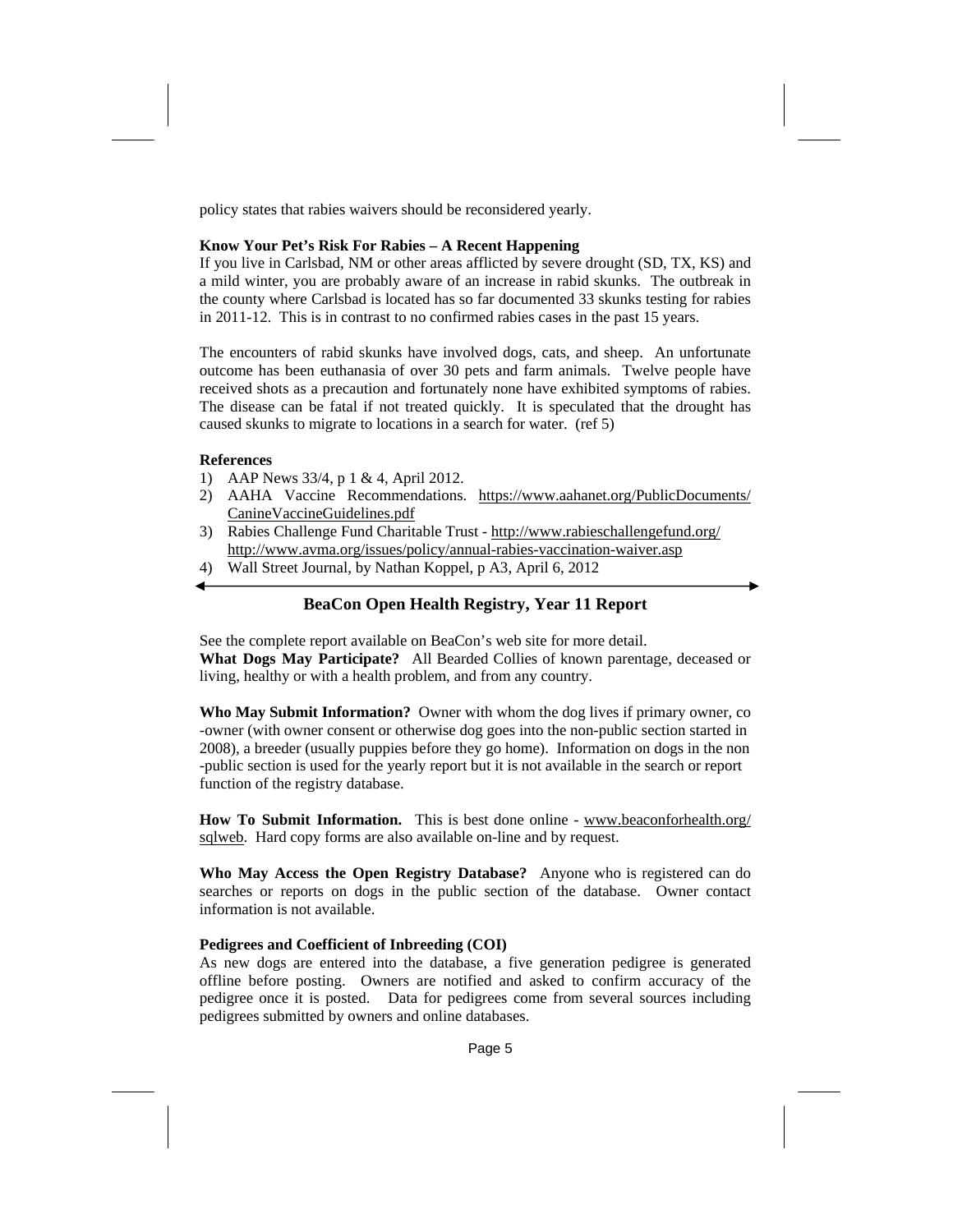policy states that rabies waivers should be reconsidered yearly.

**Know Your Pet's Risk For Rabies – A Recent Happening**

If you live in Carlsbad, NM or other areas afflicted by severe drought (SD, TX, KS) and a mild winter, you are probably aware of an increase in rabid skunks. The outbreak in the county where Carlsbad is located has so far documented 33 skunks testing for rabies in 2011-12. This is in contrast to no confirmed rabies cases in the past 15 years.

The encounters of rabid skunks have involved dogs, cats, and sheep. An unfortunate outcome has been euthanasia of over 30 pets and farm animals. Twelve people have received shots as a precaution and fortunately none have exhibited symptoms of rabies. The disease can be fatal if not treated quickly. It is speculated that the drought has caused skunks to migrate to locations in a search for water. (ref 5)

**References**

1) AAP News 33/4, p 1 & 4, April 2012.
2) AAHA Vaccine Recommendations. https://www.aahanet.org/PublicDocuments/CanineVaccineGuidelines.pdf
3) Rabies Challenge Fund Charitable Trust - http://www.rabieschallengefund.org/ http://www.avma.org/issues/policy/annual-rabies-vaccination-waiver.asp
4) Wall Street Journal, by Nathan Koppel, p A3, April 6, 2012

## BeaCon Open Health Registry, Year 11 Report

See the complete report available on BeaCon's web site for more detail.

**What Dogs May Participate?** All Bearded Collies of known parentage, deceased or living, healthy or with a health problem, and from any country.

**Who May Submit Information?** Owner with whom the dog lives if primary owner, co-owner (with owner consent or otherwise dog goes into the non-public section started in 2008), a breeder (usually puppies before they go home). Information on dogs in the non-public section is used for the yearly report but it is not available in the search or report function of the registry database.

**How To Submit Information.** This is best done online - www.beaconforhealth.org/sqlweb. Hard copy forms are also available on-line and by request.

**Who May Access the Open Registry Database?** Anyone who is registered can do searches or reports on dogs in the public section of the database. Owner contact information is not available.

**Pedigrees and Coefficient of Inbreeding (COI)**

As new dogs are entered into the database, a five generation pedigree is generated offline before posting. Owners are notified and asked to confirm accuracy of the pedigree once it is posted. Data for pedigrees come from several sources including pedigrees submitted by owners and online databases.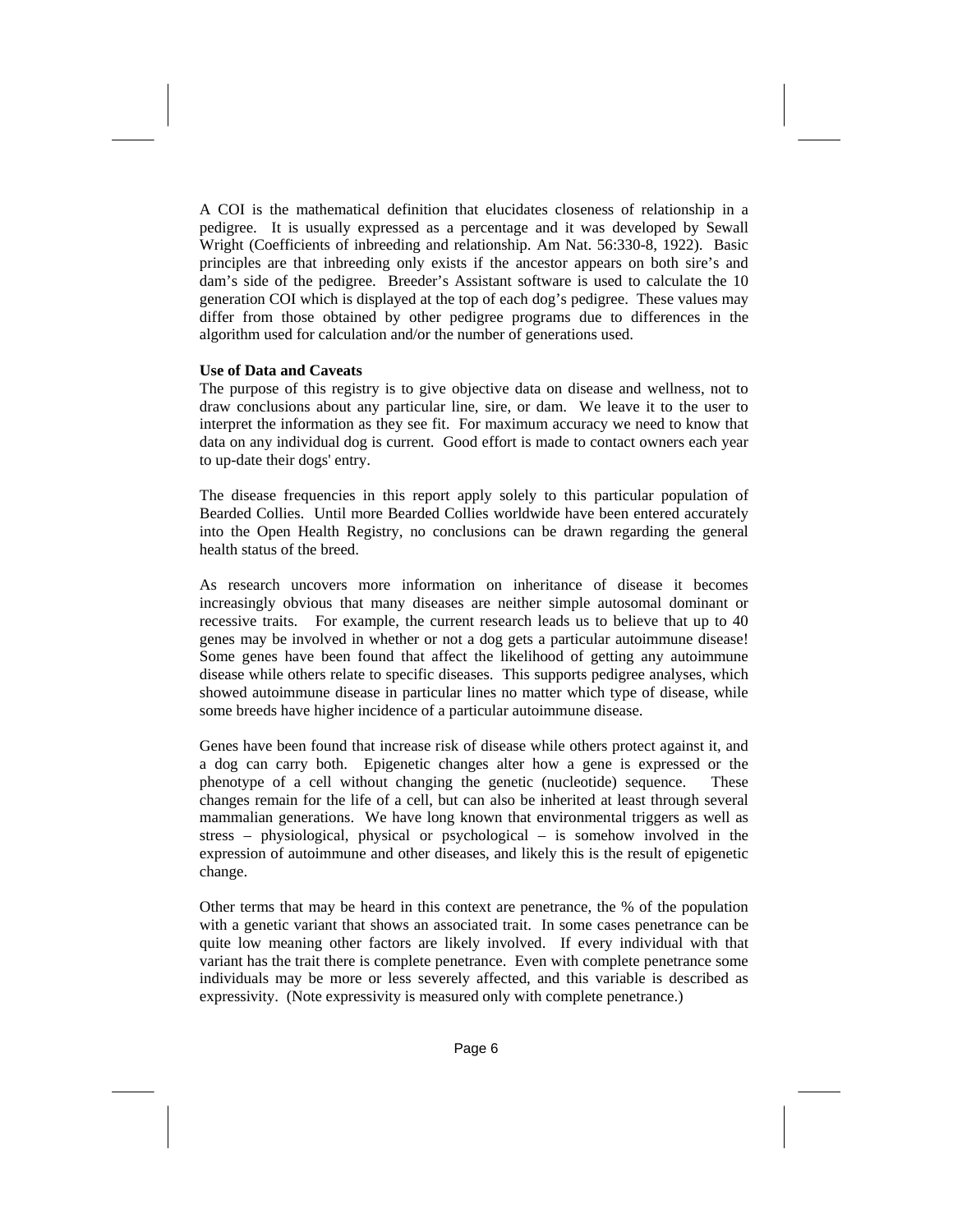A COI is the mathematical definition that elucidates closeness of relationship in a pedigree. It is usually expressed as a percentage and it was developed by Sewall Wright (Coefficients of inbreeding and relationship. Am Nat. 56:330-8, 1922). Basic principles are that inbreeding only exists if the ancestor appears on both sire's and dam's side of the pedigree. Breeder's Assistant software is used to calculate the 10 generation COI which is displayed at the top of each dog's pedigree. These values may differ from those obtained by other pedigree programs due to differences in the algorithm used for calculation and/or the number of generations used.

**Use of Data and Caveats**

The purpose of this registry is to give objective data on disease and wellness, not to draw conclusions about any particular line, sire, or dam. We leave it to the user to interpret the information as they see fit. For maximum accuracy we need to know that data on any individual dog is current. Good effort is made to contact owners each year to up-date their dogs' entry.

The disease frequencies in this report apply solely to this particular population of Bearded Collies. Until more Bearded Collies worldwide have been entered accurately into the Open Health Registry, no conclusions can be drawn regarding the general health status of the breed.

As research uncovers more information on inheritance of disease it becomes increasingly obvious that many diseases are neither simple autosomal dominant or recessive traits. For example, the current research leads us to believe that up to 40 genes may be involved in whether or not a dog gets a particular autoimmune disease! Some genes have been found that affect the likelihood of getting any autoimmune disease while others relate to specific diseases. This supports pedigree analyses, which showed autoimmune disease in particular lines no matter which type of disease, while some breeds have higher incidence of a particular autoimmune disease.

Genes have been found that increase risk of disease while others protect against it, and a dog can carry both. Epigenetic changes alter how a gene is expressed or the phenotype of a cell without changing the genetic (nucleotide) sequence. These changes remain for the life of a cell, but can also be inherited at least through several mammalian generations. We have long known that environmental triggers as well as stress – physiological, physical or psychological – is somehow involved in the expression of autoimmune and other diseases, and likely this is the result of epigenetic change.

Other terms that may be heard in this context are penetrance, the % of the population with a genetic variant that shows an associated trait. In some cases penetrance can be quite low meaning other factors are likely involved. If every individual with that variant has the trait there is complete penetrance. Even with complete penetrance some individuals may be more or less severely affected, and this variable is described as expressivity. (Note expressivity is measured only with complete penetrance.)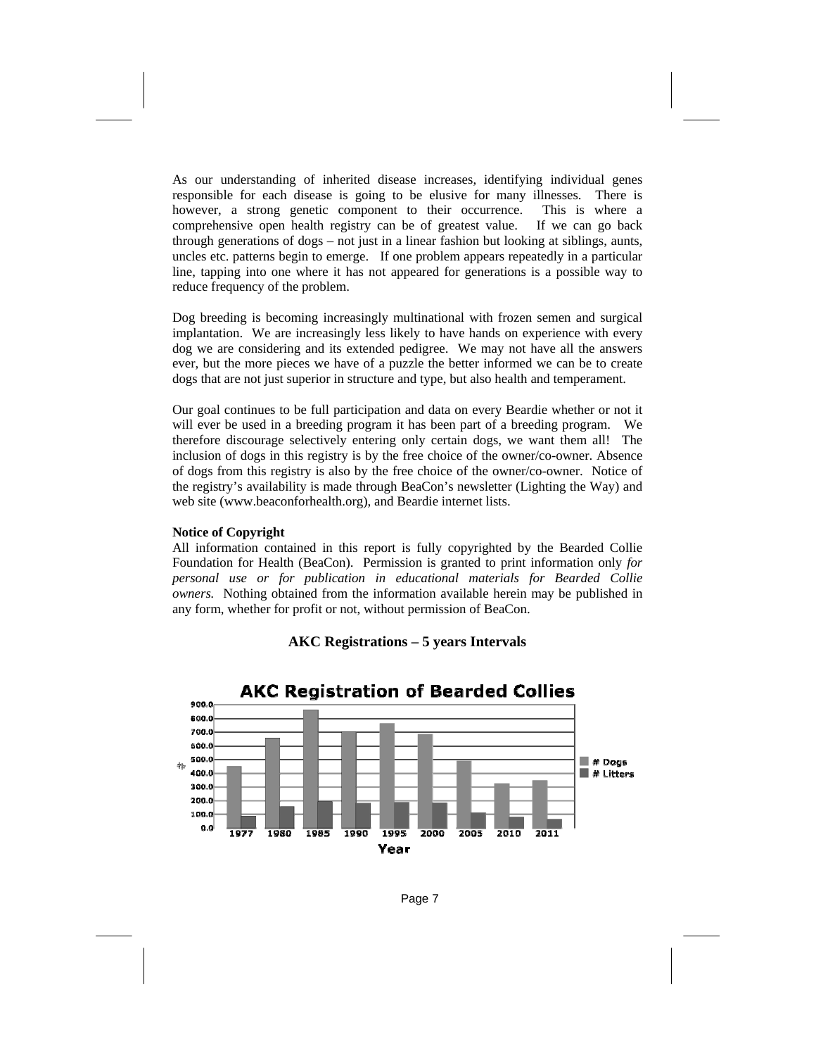As our understanding of inherited disease increases, identifying individual genes responsible for each disease is going to be elusive for many illnesses. There is however, a strong genetic component to their occurrence. This is where a comprehensive open health registry can be of greatest value. If we can go back through generations of dogs – not just in a linear fashion but looking at siblings, aunts, uncles etc. patterns begin to emerge. If one problem appears repeatedly in a particular line, tapping into one where it has not appeared for generations is a possible way to reduce frequency of the problem.

Dog breeding is becoming increasingly multinational with frozen semen and surgical implantation. We are increasingly less likely to have hands on experience with every dog we are considering and its extended pedigree. We may not have all the answers ever, but the more pieces we have of a puzzle the better informed we can be to create dogs that are not just superior in structure and type, but also health and temperament.

Our goal continues to be full participation and data on every Beardie whether or not it will ever be used in a breeding program it has been part of a breeding program. We therefore discourage selectively entering only certain dogs, we want them all! The inclusion of dogs in this registry is by the free choice of the owner/co-owner. Absence of dogs from this registry is also by the free choice of the owner/co-owner. Notice of the registry's availability is made through BeaCon's newsletter (Lighting the Way) and web site (www.beaconforhealth.org), and Beardie internet lists.

**Notice of Copyright**

All information contained in this report is fully copyrighted by the Bearded Collie Foundation for Health (BeaCon). Permission is granted to print information only *for personal use or for publication in educational materials for Bearded Collie owners.* Nothing obtained from the information available herein may be published in any form, whether for profit or not, without permission of BeaCon.

**AKC Registrations – 5 years Intervals**

AKC Registration of Bearded Collies

| Year | # Dogs | # Litters |
|---|---|---|
| 1977 | ~450 | ~90 |
| 1980 | ~660 | ~160 |
| 1985 | ~860 | ~195 |
| 1990 | ~700 | ~180 |
| 1995 | ~765 | ~190 |
| 2000 | ~685 | ~185 |
| 2005 | ~490 | ~115 |
| 2010 | ~325 | ~85 |
| 2011 | ~350 | ~65 |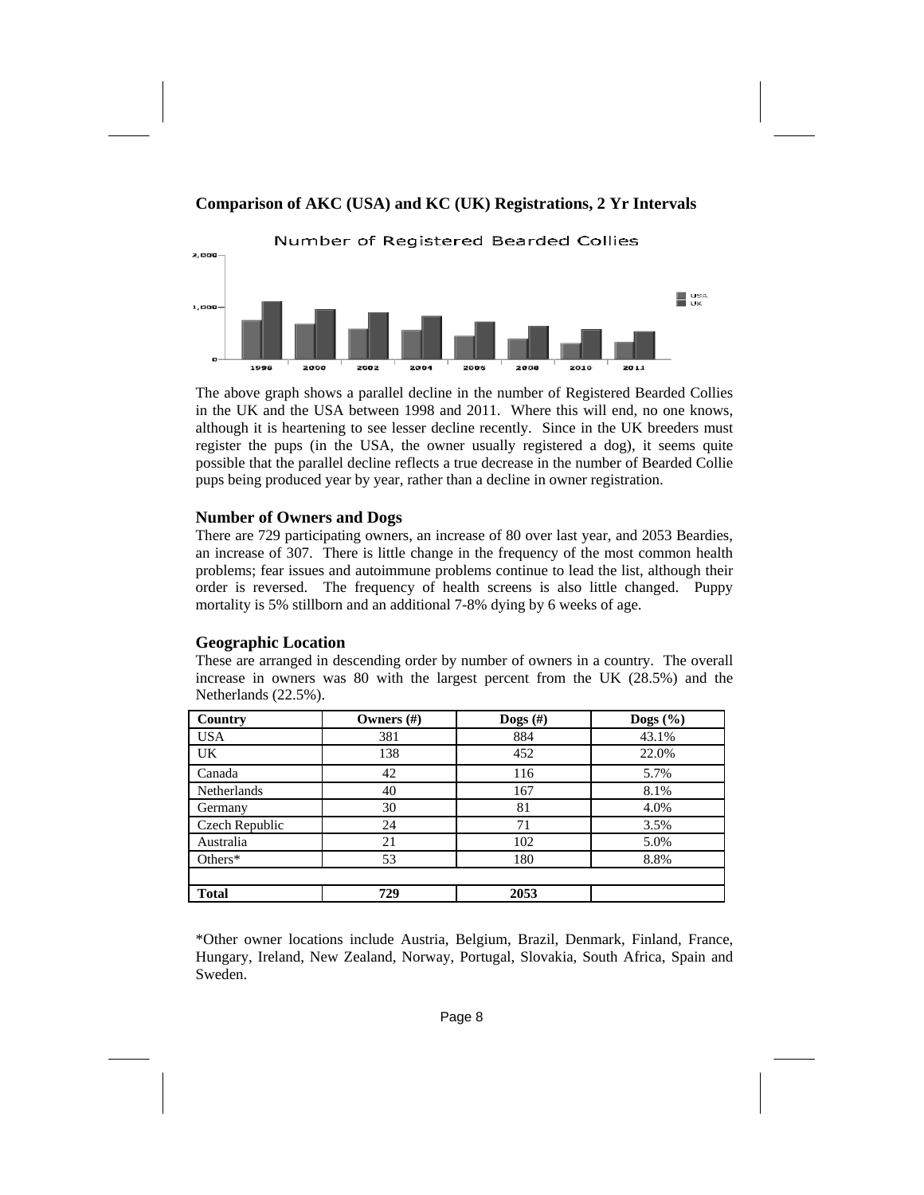**Comparison of AKC (USA) and KC (UK) Registrations, 2 Yr Intervals**

The above graph shows a parallel decline in the number of Registered Bearded Collies in the UK and the USA between 1998 and 2011. Where this will end, no one knows, although it is heartening to see lesser decline recently. Since in the UK breeders must register the pups (in the USA, the owner usually registered a dog), it seems quite possible that the parallel decline reflects a true decrease in the number of Bearded Collie pups being produced year by year, rather than a decline in owner registration.

### Number of Owners and Dogs

There are 729 participating owners, an increase of 80 over last year, and 2053 Beardies, an increase of 307. There is little change in the frequency of the most common health problems; fear issues and autoimmune problems continue to lead the list, although their order is reversed. The frequency of health screens is also little changed. Puppy mortality is 5% stillborn and an additional 7-8% dying by 6 weeks of age.

### Geographic Location

These are arranged in descending order by number of owners in a country. The overall increase in owners was 80 with the largest percent from the UK (28.5%) and the Netherlands (22.5%).

| Country | Owners (#) | Dogs (#) | Dogs (%) |
|---|---|---|---|
| USA | 381 | 884 | 43.1% |
| UK | 138 | 452 | 22.0% |
| Canada | 42 | 116 | 5.7% |
| Netherlands | 40 | 167 | 8.1% |
| Germany | 30 | 81 | 4.0% |
| Czech Republic | 24 | 71 | 3.5% |
| Australia | 21 | 102 | 5.0% |
| Others* | 53 | 180 | 8.8% |
| | | | |
| **Total** | **729** | **2053** | |

*Other owner locations include Austria, Belgium, Brazil, Denmark, Finland, France, Hungary, Ireland, New Zealand, Norway, Portugal, Slovakia, South Africa, Spain and Sweden.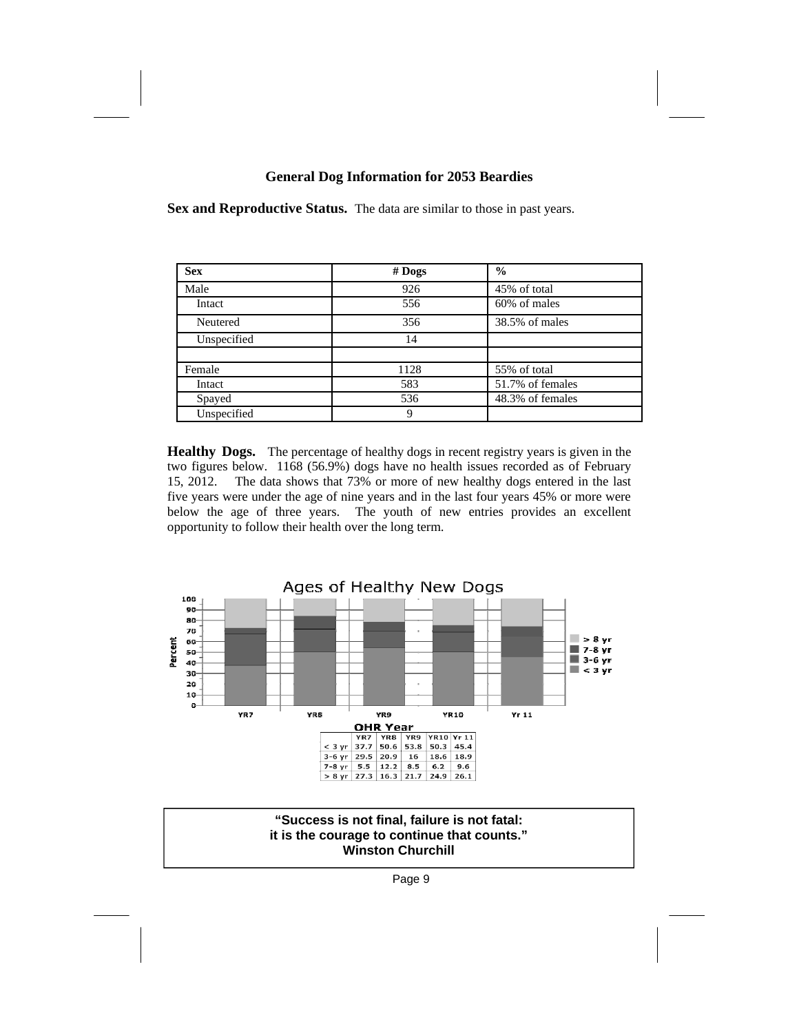## General Dog Information for 2053 Beardies

**Sex and Reproductive Status.** The data are similar to those in past years.

| Sex | # Dogs | % |
|---|---|---|
| Male | 926 | 45% of total |
| Intact | 556 | 60% of males |
| Neutered | 356 | 38.5% of males |
| Unspecified | 14 | |
| | | |
| Female | 1128 | 55% of total |
| Intact | 583 | 51.7% of females |
| Spayed | 536 | 48.3% of females |
| Unspecified | 9 | |

**Healthy Dogs.** The percentage of healthy dogs in recent registry years is given in the two figures below. 1168 (56.9%) dogs have no health issues recorded as of February 15, 2012. The data shows that 73% or more of new healthy dogs entered in the last five years were under the age of nine years and in the last four years 45% or more were below the age of three years. The youth of new entries provides an excellent opportunity to follow their health over the long term.

Ages of Healthy New Dogs

OHR Year

| | YR7 | YR8 | YR9 | YR10 | Yr 11 |
|---|---|---|---|---|---|
| < 3 yr | 37.7 | 50.6 | 53.8 | 50.3 | 45.4 |
| 3-6 yr | 29.5 | 20.9 | 16 | 18.6 | 18.9 |
| 7-8 yr | 5.5 | 12.2 | 8.5 | 6.2 | 9.6 |
| > 8 yr | 27.3 | 16.3 | 21.7 | 24.9 | 26.1 |

**"Success is not final, failure is not fatal: it is the courage to continue that counts."**
**Winston Churchill**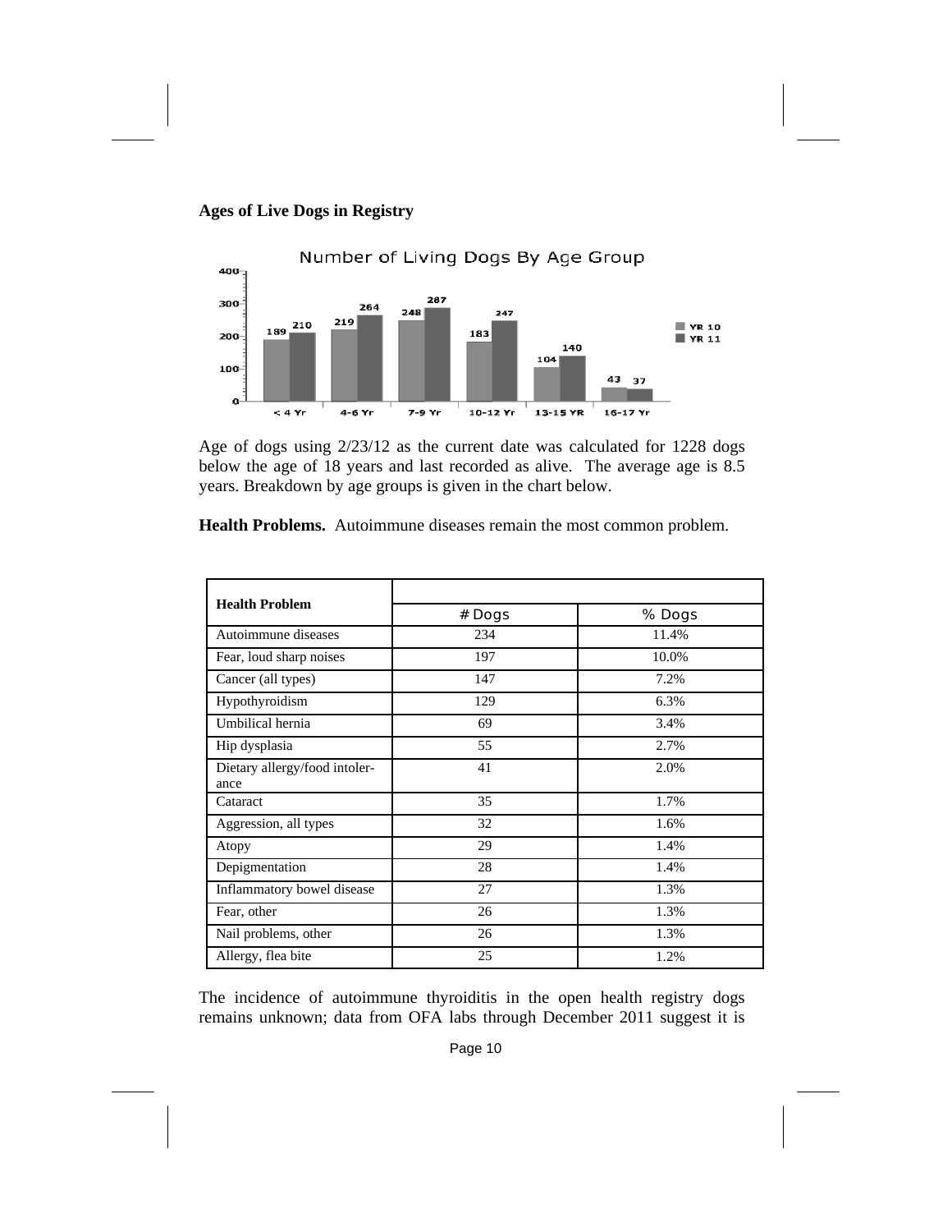**Ages of Live Dogs in Registry**

Age of dogs using 2/23/12 as the current date was calculated for 1228 dogs below the age of 18 years and last recorded as alive. The average age is 8.5 years. Breakdown by age groups is given in the chart below.

**Health Problems.** Autoimmune diseases remain the most common problem.

| Health Problem | # Dogs | % Dogs |
|---|---|---|
| Autoimmune diseases | 234 | 11.4% |
| Fear, loud sharp noises | 197 | 10.0% |
| Cancer (all types) | 147 | 7.2% |
| Hypothyroidism | 129 | 6.3% |
| Umbilical hernia | 69 | 3.4% |
| Hip dysplasia | 55 | 2.7% |
| Dietary allergy/food intolerance | 41 | 2.0% |
| Cataract | 35 | 1.7% |
| Aggression, all types | 32 | 1.6% |
| Atopy | 29 | 1.4% |
| Depigmentation | 28 | 1.4% |
| Inflammatory bowel disease | 27 | 1.3% |
| Fear, other | 26 | 1.3% |
| Nail problems, other | 26 | 1.3% |
| Allergy, flea bite | 25 | 1.2% |

The incidence of autoimmune thyroiditis in the open health registry dogs remains unknown; data from OFA labs through December 2011 suggest it is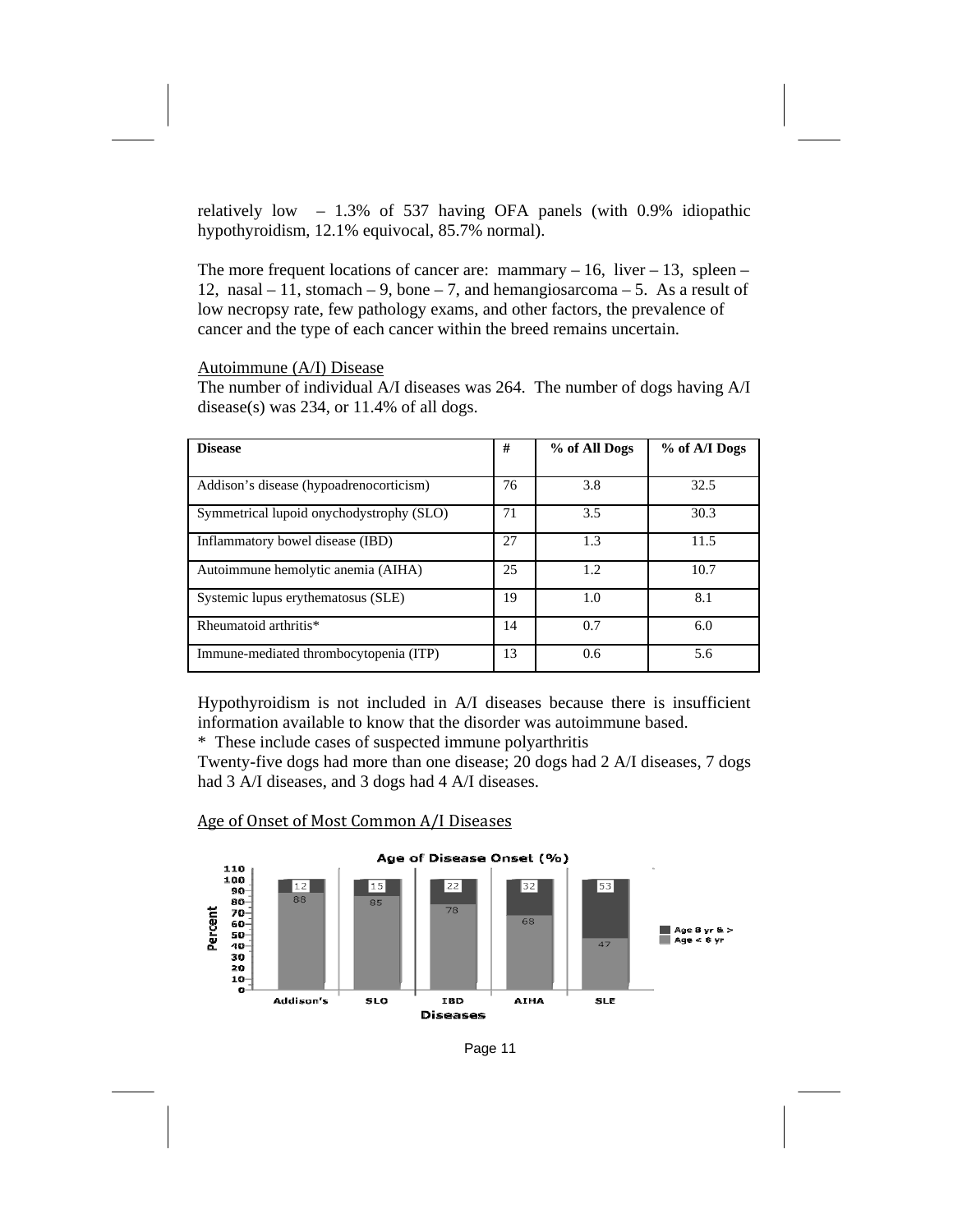relatively low – 1.3% of 537 having OFA panels (with 0.9% idiopathic hypothyroidism, 12.1% equivocal, 85.7% normal).

The more frequent locations of cancer are: mammary – 16, liver – 13, spleen – 12, nasal – 11, stomach – 9, bone – 7, and hemangiosarcoma – 5. As a result of low necropsy rate, few pathology exams, and other factors, the prevalence of cancer and the type of each cancer within the breed remains uncertain.

Autoimmune (A/I) Disease

The number of individual A/I diseases was 264. The number of dogs having A/I disease(s) was 234, or 11.4% of all dogs.

| Disease | # | % of All Dogs | % of A/I Dogs |
|---|---|---|---|
| Addison's disease (hypoadrenocorticism) | 76 | 3.8 | 32.5 |
| Symmetrical lupoid onychodystrophy (SLO) | 71 | 3.5 | 30.3 |
| Inflammatory bowel disease (IBD) | 27 | 1.3 | 11.5 |
| Autoimmune hemolytic anemia (AIHA) | 25 | 1.2 | 10.7 |
| Systemic lupus erythematosus (SLE) | 19 | 1.0 | 8.1 |
| Rheumatoid arthritis* | 14 | 0.7 | 6.0 |
| Immune-mediated thrombocytopenia (ITP) | 13 | 0.6 | 5.6 |

Hypothyroidism is not included in A/I diseases because there is insufficient information available to know that the disorder was autoimmune based.

* These include cases of suspected immune polyarthritis

Twenty-five dogs had more than one disease; 20 dogs had 2 A/I diseases, 7 dogs had 3 A/I diseases, and 3 dogs had 4 A/I diseases.

Age of Onset of Most Common A/I Diseases

**Age of Disease Onset (%)**

| Diseases | Age < 8 yr | Age 8 yr & > |
|---|---|---|
| Addison's | 88 | 12 |
| SLO | 85 | 15 |
| IBD | 78 | 22 |
| AIHA | 68 | 32 |
| SLE | 47 | 53 |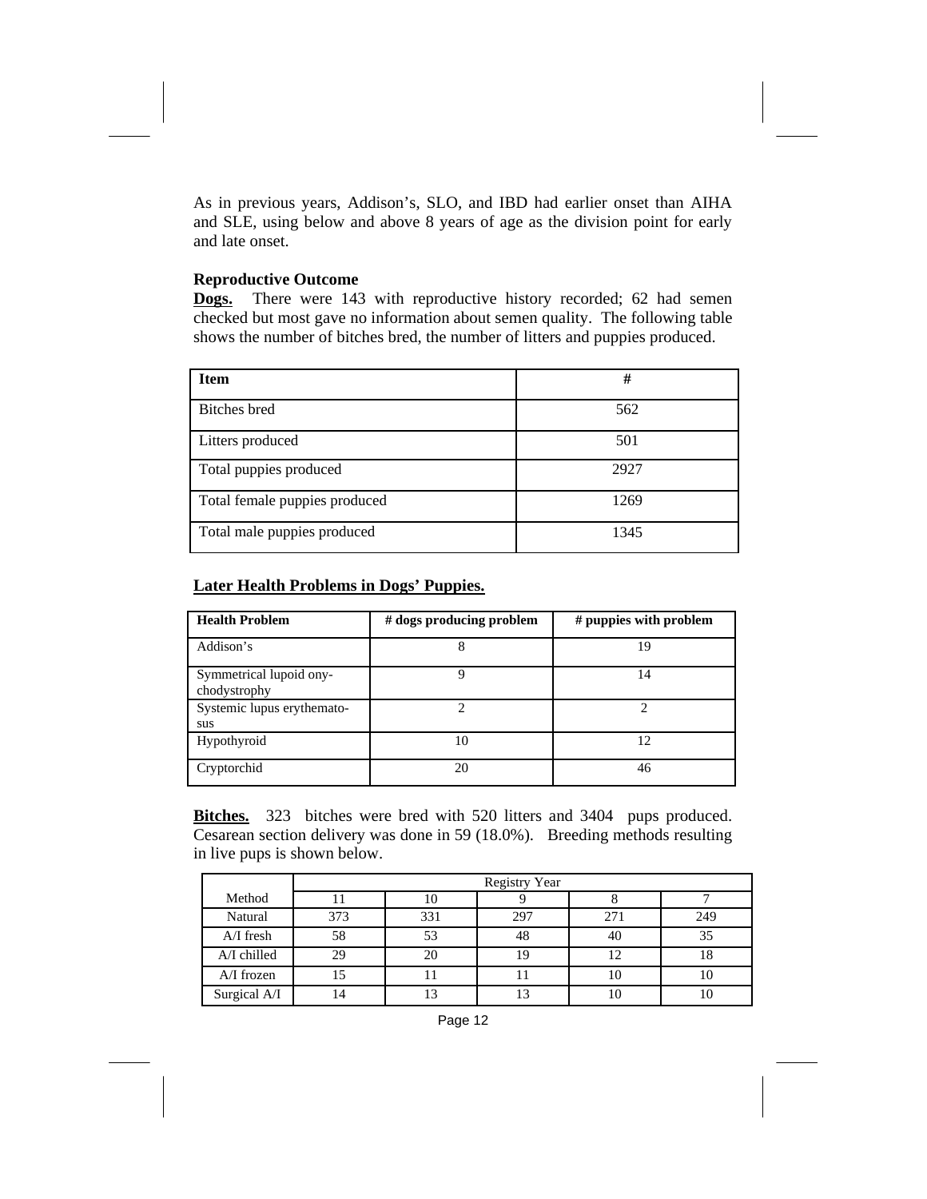As in previous years, Addison's, SLO, and IBD had earlier onset than AIHA and SLE, using below and above 8 years of age as the division point for early and late onset.

### Reproductive Outcome

**<u>Dogs.</u>** There were 143 with reproductive history recorded; 62 had semen checked but most gave no information about semen quality. The following table shows the number of bitches bred, the number of litters and puppies produced.

| Item | # |
|---|---|
| Bitches bred | 562 |
| Litters produced | 501 |
| Total puppies produced | 2927 |
| Total female puppies produced | 1269 |
| Total male puppies produced | 1345 |

**<u>Later Health Problems in Dogs' Puppies.</u>**

| Health Problem | # dogs producing problem | # puppies with problem |
|---|---|---|
| Addison's | 8 | 19 |
| Symmetrical lupoid onychodystrophy | 9 | 14 |
| Systemic lupus erythematosus | 2 | 2 |
| Hypothyroid | 10 | 12 |
| Cryptorchid | 20 | 46 |

**<u>Bitches.</u>** 323 bitches were bred with 520 litters and 3404 pups produced. Cesarean section delivery was done in 59 (18.0%). Breeding methods resulting in live pups is shown below.

| | Registry Year | | | | |
|---|---|---|---|---|---|
| Method | 11 | 10 | 9 | 8 | 7 |
| Natural | 373 | 331 | 297 | 271 | 249 |
| A/I fresh | 58 | 53 | 48 | 40 | 35 |
| A/I chilled | 29 | 20 | 19 | 12 | 18 |
| A/I frozen | 15 | 11 | 11 | 10 | 10 |
| Surgical A/I | 14 | 13 | 13 | 10 | 10 |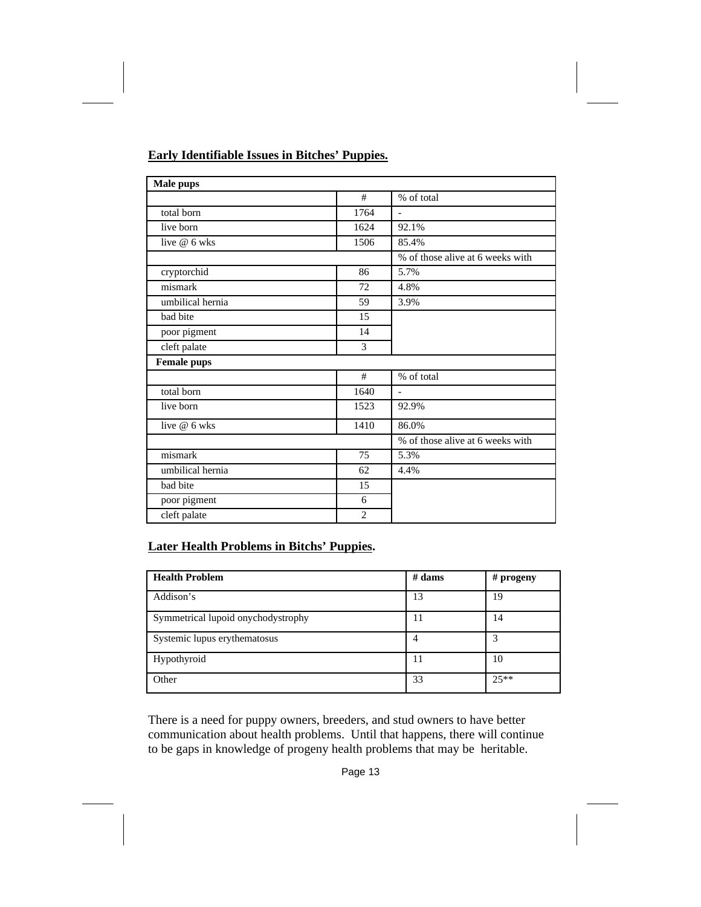## Early Identifiable Issues in Bitches' Puppies.

| Male pups | | |
|---|---|---|
| | # | % of total |
| total born | 1764 | - |
| live born | 1624 | 92.1% |
| live @ 6 wks | 1506 | 85.4% |
| | | % of those alive at 6 weeks with |
| cryptorchid | 86 | 5.7% |
| mismark | 72 | 4.8% |
| umbilical hernia | 59 | 3.9% |
| bad bite | 15 | |
| poor pigment | 14 | |
| cleft palate | 3 | |
| **Female pups** | | |
| | # | % of total |
| total born | 1640 | - |
| live born | 1523 | 92.9% |
| live @ 6 wks | 1410 | 86.0% |
| | | % of those alive at 6 weeks with |
| mismark | 75 | 5.3% |
| umbilical hernia | 62 | 4.4% |
| bad bite | 15 | |
| poor pigment | 6 | |
| cleft palate | 2 | |

## Later Health Problems in Bitchs' Puppies.

| Health Problem | # dams | # progeny |
|---|---|---|
| Addison's | 13 | 19 |
| Symmetrical lupoid onychodystrophy | 11 | 14 |
| Systemic lupus erythematosus | 4 | 3 |
| Hypothyroid | 11 | 10 |
| Other | 33 | 25** |

There is a need for puppy owners, breeders, and stud owners to have better communication about health problems. Until that happens, there will continue to be gaps in knowledge of progeny health problems that may be heritable.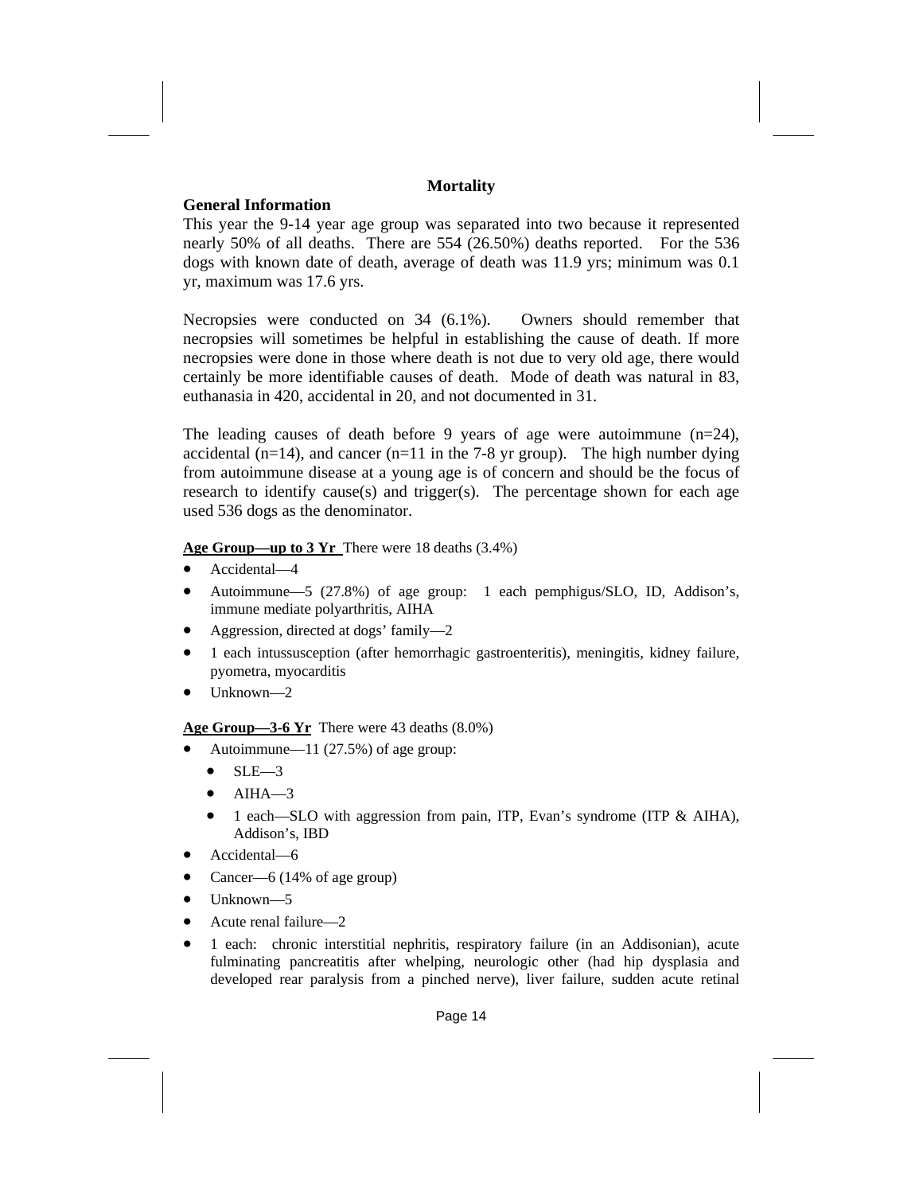## Mortality

### General Information

This year the 9-14 year age group was separated into two because it represented nearly 50% of all deaths. There are 554 (26.50%) deaths reported. For the 536 dogs with known date of death, average of death was 11.9 yrs; minimum was 0.1 yr, maximum was 17.6 yrs.

Necropsies were conducted on 34 (6.1%). Owners should remember that necropsies will sometimes be helpful in establishing the cause of death. If more necropsies were done in those where death is not due to very old age, there would certainly be more identifiable causes of death. Mode of death was natural in 83, euthanasia in 420, accidental in 20, and not documented in 31.

The leading causes of death before 9 years of age were autoimmune (n=24), accidental (n=14), and cancer (n=11 in the 7-8 yr group). The high number dying from autoimmune disease at a young age is of concern and should be the focus of research to identify cause(s) and trigger(s). The percentage shown for each age used 536 dogs as the denominator.

**Age Group—up to 3 Yr** There were 18 deaths (3.4%)

- Accidental—4
- Autoimmune—5 (27.8%) of age group: 1 each pemphigus/SLO, ID, Addison's, immune mediate polyarthritis, AIHA
- Aggression, directed at dogs' family—2
- 1 each intussusception (after hemorrhagic gastroenteritis), meningitis, kidney failure, pyometra, myocarditis
- Unknown—2

**Age Group—3-6 Yr** There were 43 deaths (8.0%)

- Autoimmune—11 (27.5%) of age group:
  - SLE—3
  - AIHA—3
  - 1 each—SLO with aggression from pain, ITP, Evan's syndrome (ITP & AIHA), Addison's, IBD
- Accidental—6
- Cancer—6 (14% of age group)
- Unknown—5
- Acute renal failure—2
- 1 each: chronic interstitial nephritis, respiratory failure (in an Addisonian), acute fulminating pancreatitis after whelping, neurologic other (had hip dysplasia and developed rear paralysis from a pinched nerve), liver failure, sudden acute retinal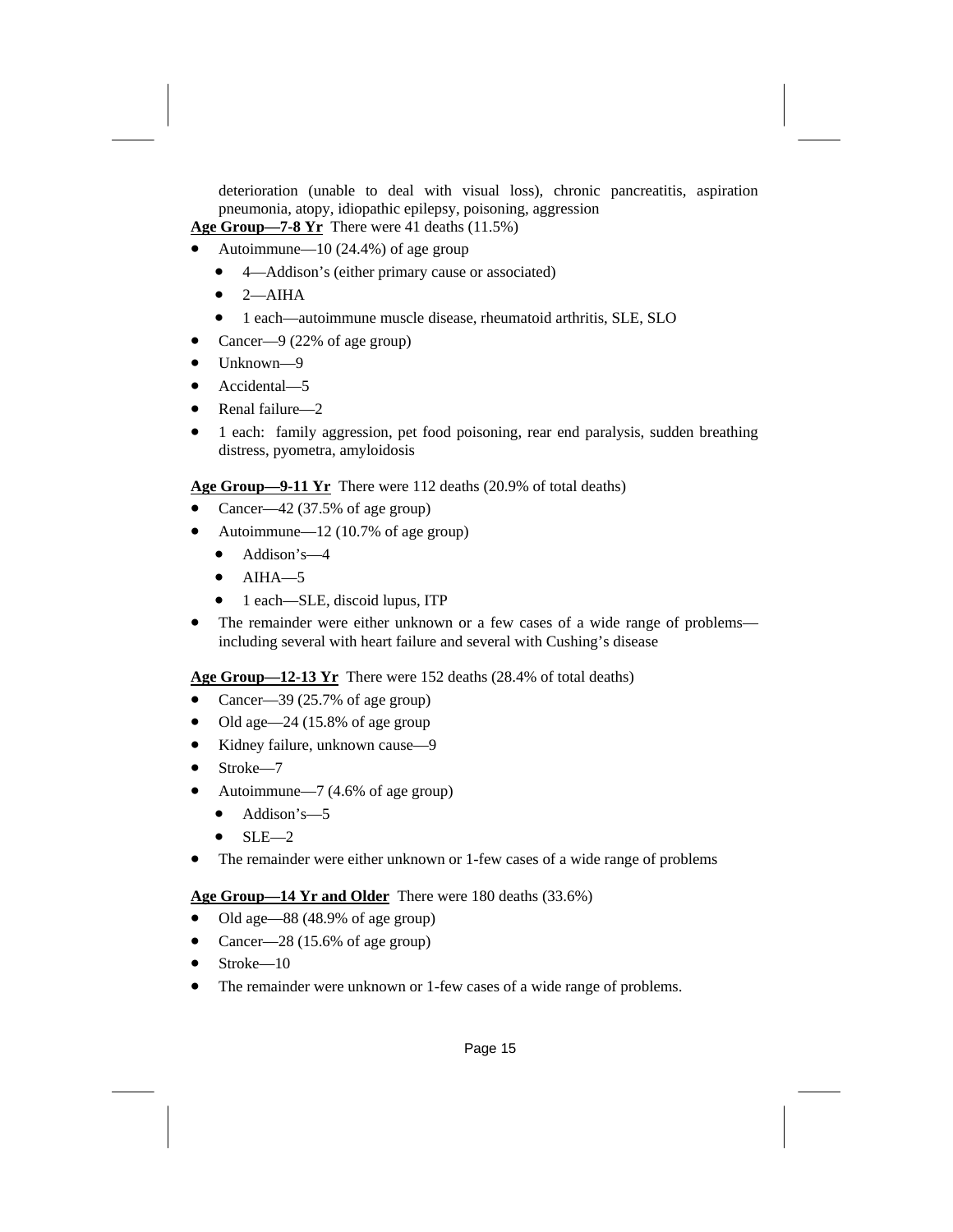deterioration (unable to deal with visual loss), chronic pancreatitis, aspiration pneumonia, atopy, idiopathic epilepsy, poisoning, aggression

**Age Group—7-8 Yr** There were 41 deaths (11.5%)

- Autoimmune—10 (24.4%) of age group
  - 4—Addison's (either primary cause or associated)
  - 2—AIHA
  - 1 each—autoimmune muscle disease, rheumatoid arthritis, SLE, SLO
- Cancer—9 (22% of age group)
- Unknown—9
- Accidental—5
- Renal failure—2
- 1 each: family aggression, pet food poisoning, rear end paralysis, sudden breathing distress, pyometra, amyloidosis

**Age Group—9-11 Yr** There were 112 deaths (20.9% of total deaths)

- Cancer—42 (37.5% of age group)
- Autoimmune—12 (10.7% of age group)
  - Addison's—4
  - AIHA—5
  - 1 each—SLE, discoid lupus, ITP
- The remainder were either unknown or a few cases of a wide range of problems—including several with heart failure and several with Cushing's disease

**Age Group—12-13 Yr** There were 152 deaths (28.4% of total deaths)

- Cancer—39 (25.7% of age group)
- Old age—24 (15.8% of age group
- Kidney failure, unknown cause—9
- Stroke—7
- Autoimmune—7 (4.6% of age group)
  - Addison's—5
  - SLE—2
- The remainder were either unknown or 1-few cases of a wide range of problems

**Age Group—14 Yr and Older** There were 180 deaths (33.6%)

- Old age—88 (48.9% of age group)
- Cancer—28 (15.6% of age group)
- Stroke—10
- The remainder were unknown or 1-few cases of a wide range of problems.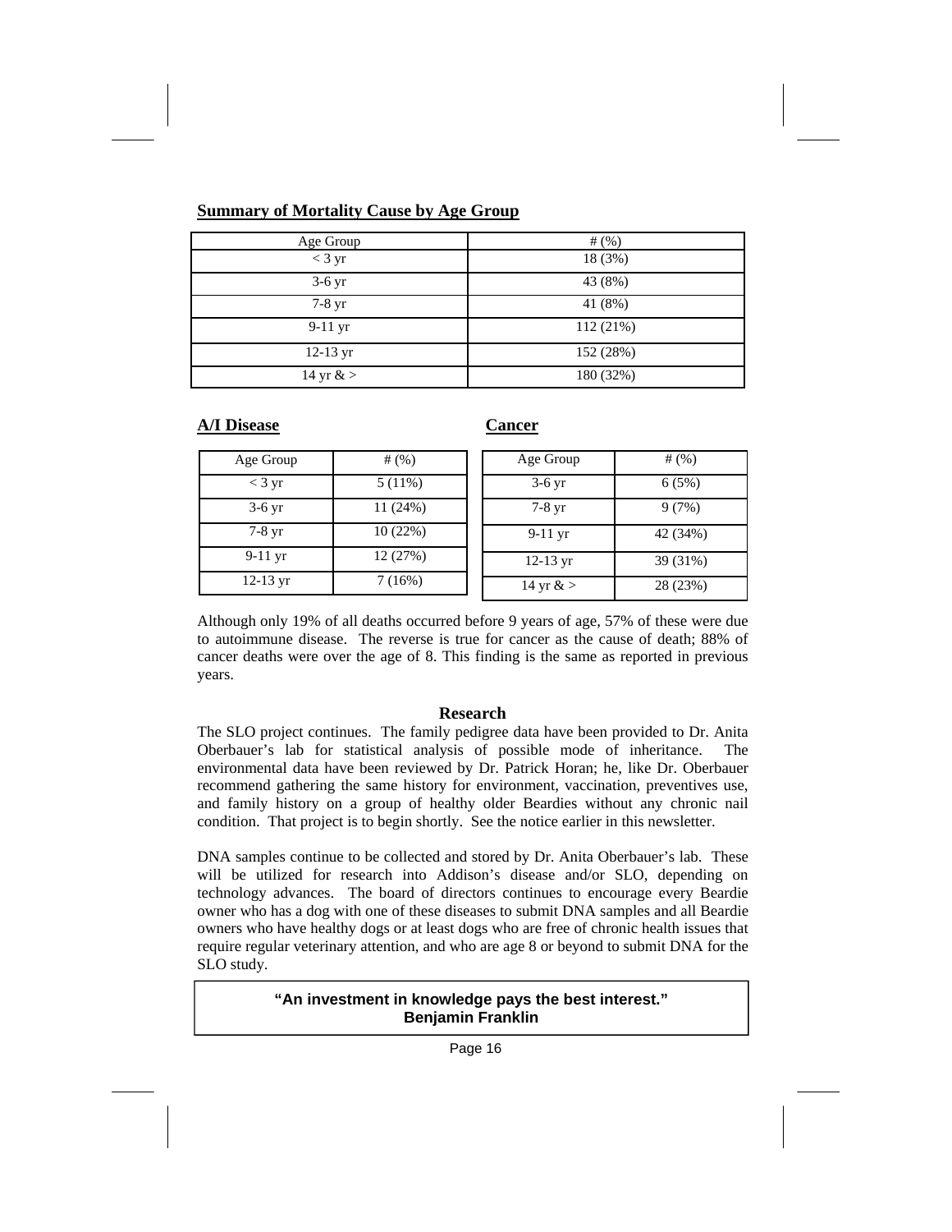## Summary of Mortality Cause by Age Group

| Age Group | # (%) |
|---|---|
| < 3 yr | 18 (3%) |
| 3-6 yr | 43 (8%) |
| 7-8 yr | 41 (8%) |
| 9-11 yr | 112 (21%) |
| 12-13 yr | 152 (28%) |
| 14 yr & > | 180 (32%) |

## A/I Disease

| Age Group | # (%) |
|---|---|
| < 3 yr | 5 (11%) |
| 3-6 yr | 11 (24%) |
| 7-8 yr | 10 (22%) |
| 9-11 yr | 12 (27%) |
| 12-13 yr | 7 (16%) |

## Cancer

| Age Group | # (%) |
|---|---|
| 3-6 yr | 6 (5%) |
| 7-8 yr | 9 (7%) |
| 9-11 yr | 42 (34%) |
| 12-13 yr | 39 (31%) |
| 14 yr & > | 28 (23%) |

Although only 19% of all deaths occurred before 9 years of age, 57% of these were due to autoimmune disease. The reverse is true for cancer as the cause of death; 88% of cancer deaths were over the age of 8. This finding is the same as reported in previous years.

### Research

The SLO project continues. The family pedigree data have been provided to Dr. Anita Oberbauer's lab for statistical analysis of possible mode of inheritance. The environmental data have been reviewed by Dr. Patrick Horan; he, like Dr. Oberbauer recommend gathering the same history for environment, vaccination, preventives use, and family history on a group of healthy older Beardies without any chronic nail condition. That project is to begin shortly. See the notice earlier in this newsletter.

DNA samples continue to be collected and stored by Dr. Anita Oberbauer's lab. These will be utilized for research into Addison's disease and/or SLO, depending on technology advances. The board of directors continues to encourage every Beardie owner who has a dog with one of these diseases to submit DNA samples and all Beardie owners who have healthy dogs or at least dogs who are free of chronic health issues that require regular veterinary attention, and who are age 8 or beyond to submit DNA for the SLO study.

> **"An investment in knowledge pays the best interest."**
> **Benjamin Franklin**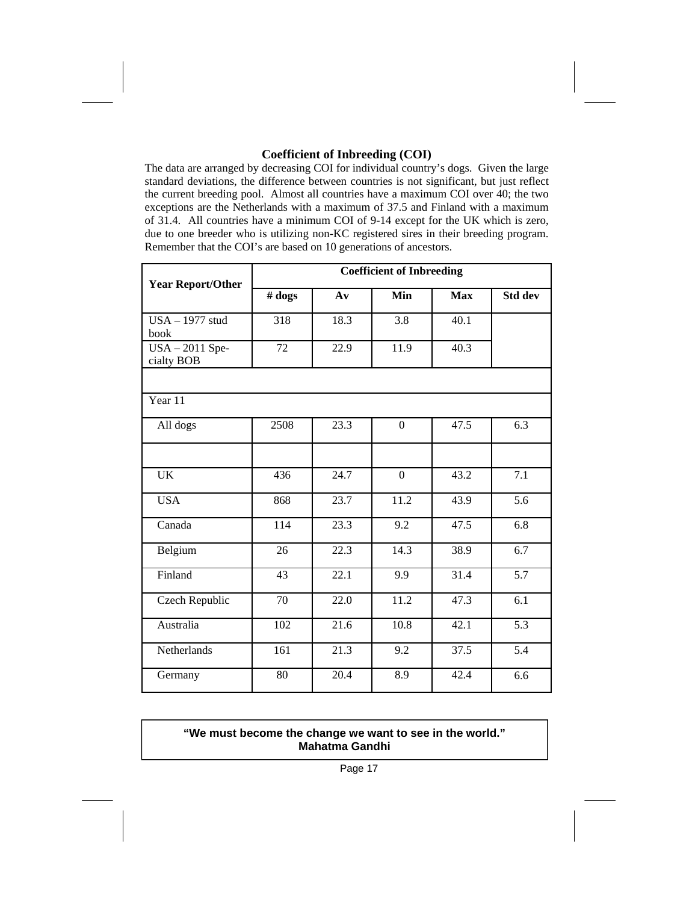## Coefficient of Inbreeding (COI)

The data are arranged by decreasing COI for individual country's dogs. Given the large standard deviations, the difference between countries is not significant, but just reflect the current breeding pool. Almost all countries have a maximum COI over 40; the two exceptions are the Netherlands with a maximum of 37.5 and Finland with a maximum of 31.4. All countries have a minimum COI of 9-14 except for the UK which is zero, due to one breeder who is utilizing non-KC registered sires in their breeding program. Remember that the COI's are based on 10 generations of ancestors.

| Year Report/Other | Coefficient of Inbreeding | | | | |
|---|---|---|---|---|---|
| | # dogs | Av | Min | Max | Std dev |
| USA – 1977 stud book | 318 | 18.3 | 3.8 | 40.1 | |
| USA – 2011 Specialty BOB | 72 | 22.9 | 11.9 | 40.3 | |
| | | | | | |
| Year 11 | | | | | |
| All dogs | 2508 | 23.3 | 0 | 47.5 | 6.3 |
| | | | | | |
| UK | 436 | 24.7 | 0 | 43.2 | 7.1 |
| USA | 868 | 23.7 | 11.2 | 43.9 | 5.6 |
| Canada | 114 | 23.3 | 9.2 | 47.5 | 6.8 |
| Belgium | 26 | 22.3 | 14.3 | 38.9 | 6.7 |
| Finland | 43 | 22.1 | 9.9 | 31.4 | 5.7 |
| Czech Republic | 70 | 22.0 | 11.2 | 47.3 | 6.1 |
| Australia | 102 | 21.6 | 10.8 | 42.1 | 5.3 |
| Netherlands | 161 | 21.3 | 9.2 | 37.5 | 5.4 |
| Germany | 80 | 20.4 | 8.9 | 42.4 | 6.6 |

**"We must become the change we want to see in the world."**
**Mahatma Gandhi**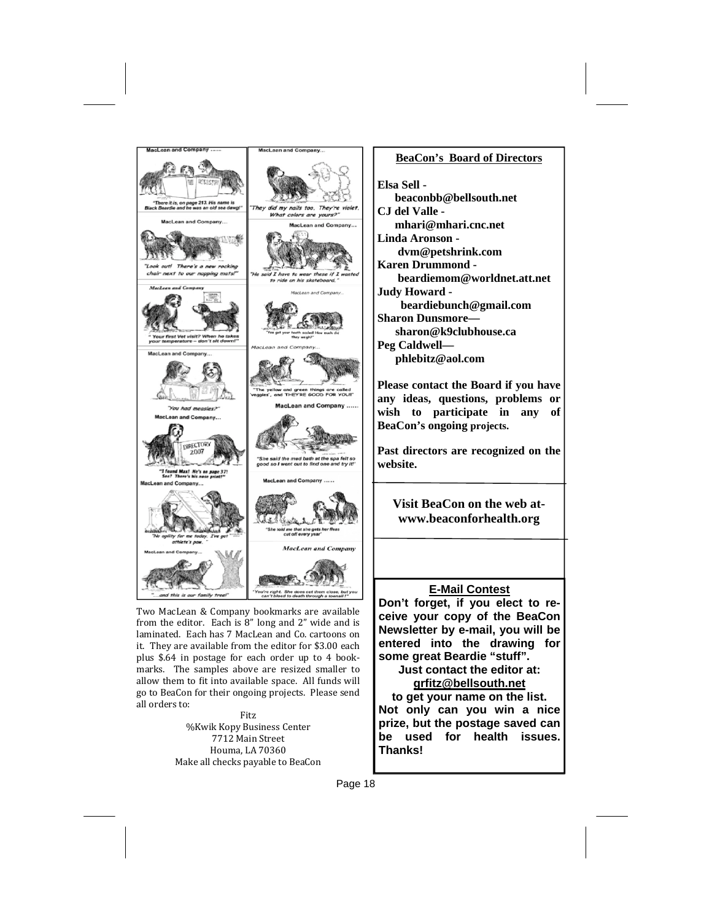Two MacLean & Company bookmarks are available from the editor. Each is 8" long and 2" wide and is laminated. Each has 7 MacLean and Co. cartoons on it. They are available from the editor for $3.00 each plus $.64 in postage for each order up to 4 bookmarks. The samples above are resized smaller to allow them to fit into available space. All funds will go to BeaCon for their ongoing projects. Please send all orders to:

Fitz
%Kwik Kopy Business Center
7712 Main Street
Houma, LA 70360
Make all checks payable to BeaCon

## BeaCon's Board of Directors

**Elsa Sell -**
**beaconbb@bellsouth.net**
**CJ del Valle -**
**mhari@mhari.cnc.net**
**Linda Aronson -**
**dvm@petshrink.com**
**Karen Drummond -**
**beardiemom@worldnet.att.net**
**Judy Howard -**
**beardiebunch@gmail.com**
**Sharon Dunsmore—**
**sharon@k9clubhouse.ca**
**Peg Caldwell—**
**phlebitz@aol.com**

**Please contact the Board if you have any ideas, questions, problems or wish to participate in any of BeaCon's ongoing projects.**

**Past directors are recognized on the website.**

**Visit BeaCon on the web at- www.beaconforhealth.org**

## E-Mail Contest

**Don't forget, if you elect to receive your copy of the BeaCon Newsletter by e-mail, you will be entered into the drawing for some great Beardie "stuff".**

**Just contact the editor at: grfitz@bellsouth.net to get your name on the list.**

**Not only can you win a nice prize, but the postage saved can be used for health issues. Thanks!**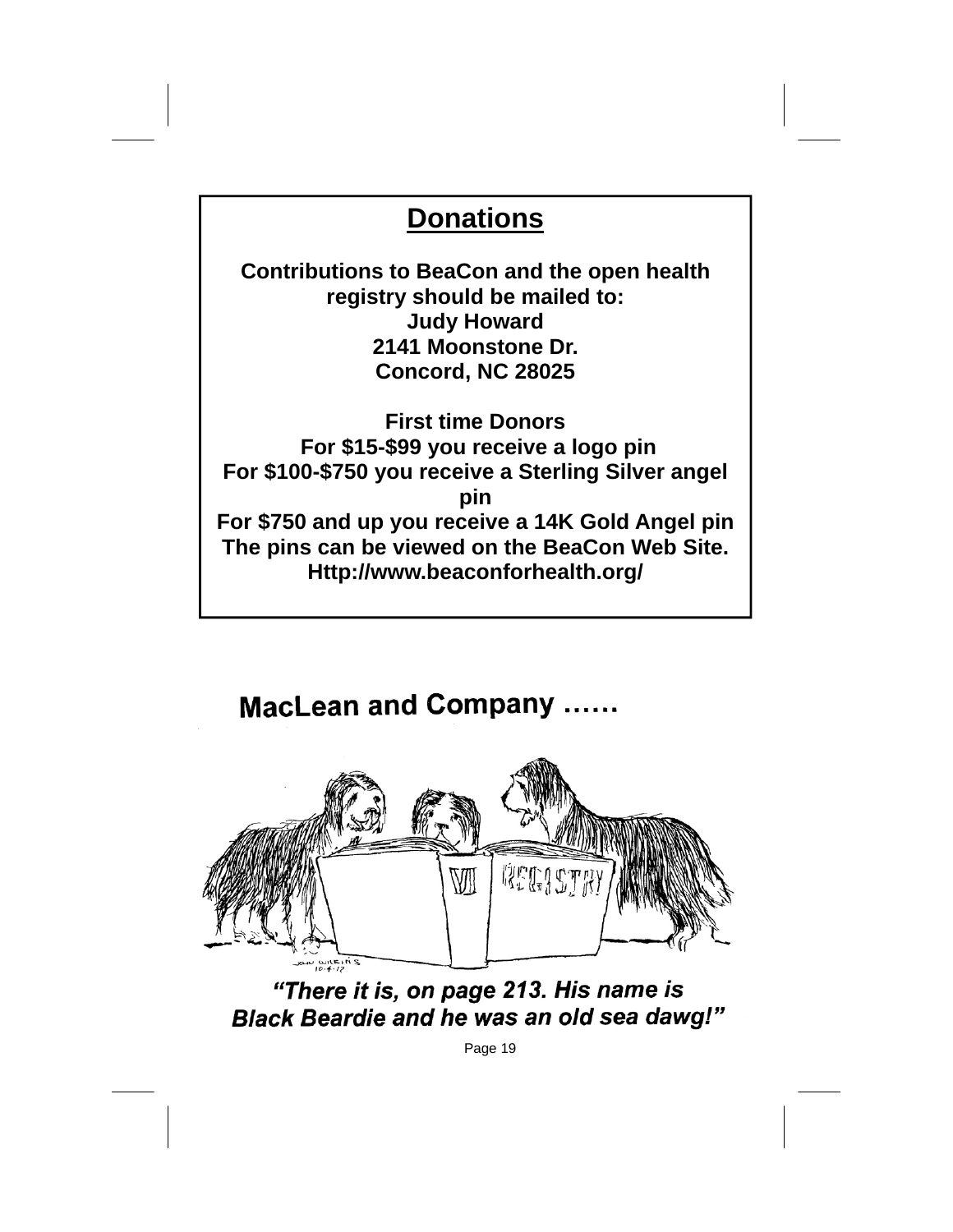## Donations

**Contributions to BeaCon and the open health registry should be mailed to:**
**Judy Howard**
**2141 Moonstone Dr.**
**Concord, NC 28025**

**First time Donors**
**For $15-$99 you receive a logo pin**
**For $100-$750 you receive a Sterling Silver angel pin**
**For $750 and up you receive a 14K Gold Angel pin**
**The pins can be viewed on the BeaCon Web Site.**
**Http://www.beaconforhealth.org/**

**MacLean and Company ……**

***"There it is, on page 213. His name is Black Beardie and he was an old sea dawg!"***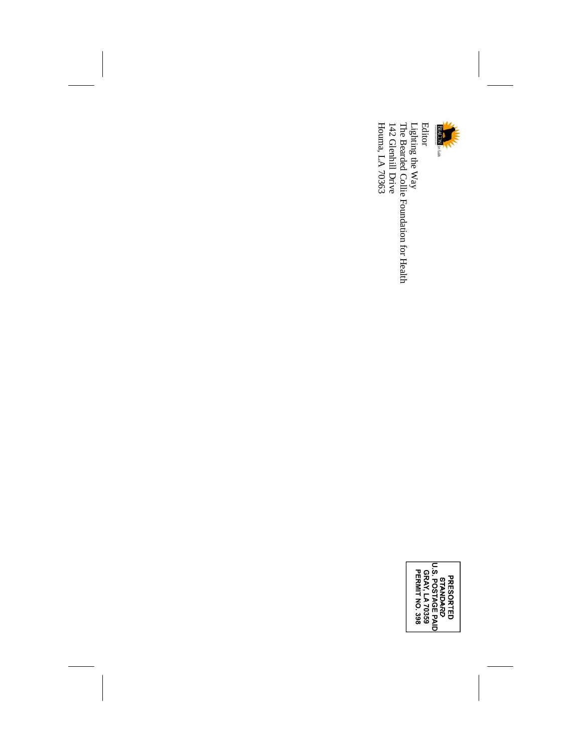Editor
Lighting the Way
The Bearded Collie Foundation for Health
142 Glenhill Drive
Houma, LA 70363

PRESORTED
STANDARD
U.S. POSTAGE PAID
GRAY, LA 70359
PERMIT NO. 398